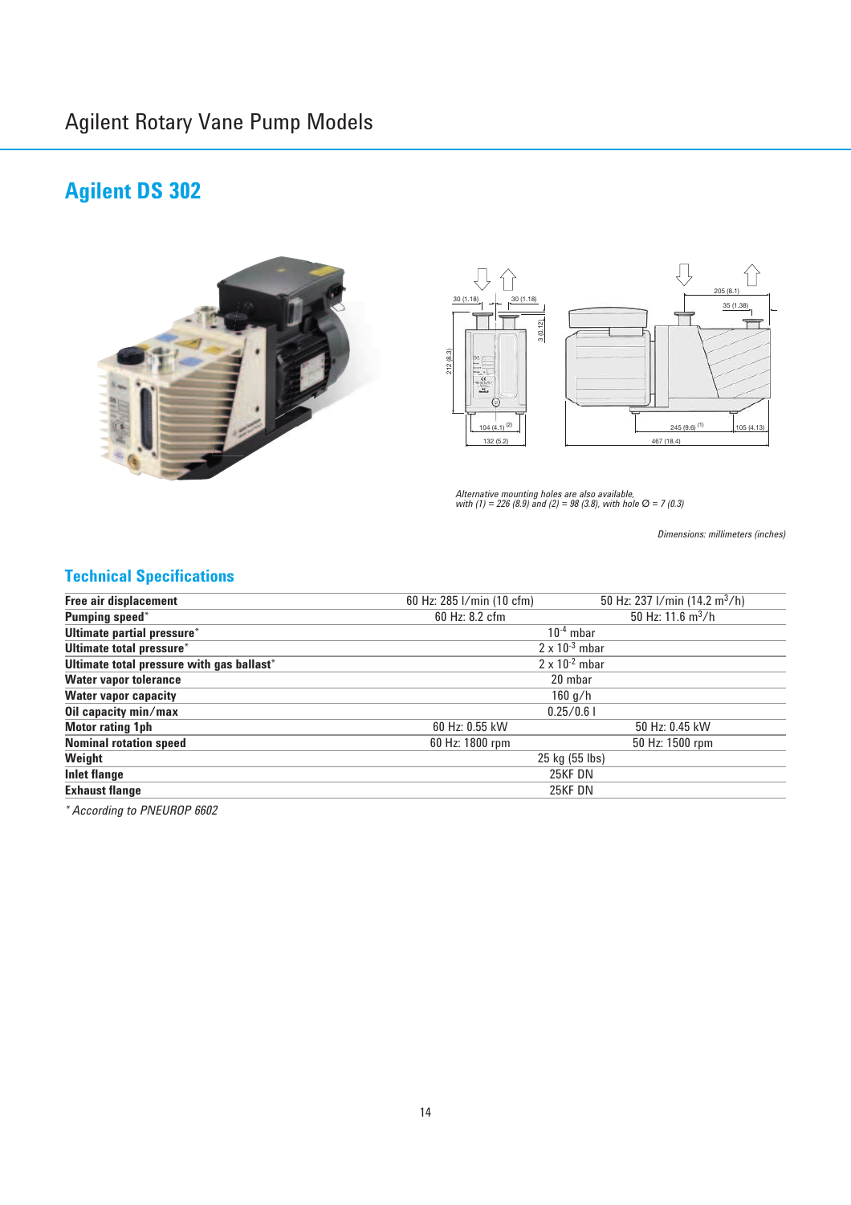# Agilent Rotary Vane Pump Models

## Agilent DS 302

*Alternative mounting holes are also available, with (1) = 226 (8.9) and (2) = 98 (3.8), with hole Ø = 7 (0.3)*

*Dimensions: millimeters (inches)*

### Technical Specifications

| | | |
|---|---|---|
| **Free air displacement** | 60 Hz: 285 l/min (10 cfm) | 50 Hz: 237 l/min (14.2 $m^3$/h) |
| **Pumping speed*** | 60 Hz: 8.2 cfm | 50 Hz: 11.6 $m^3$/h |
| **Ultimate partial pressure*** | $10^{-4}$ mbar | |
| **Ultimate total pressure*** | 2 x $10^{-3}$ mbar | |
| **Ultimate total pressure with gas ballast*** | 2 x $10^{-2}$ mbar | |
| **Water vapor tolerance** | 20 mbar | |
| **Water vapor capacity** | 160 g/h | |
| **Oil capacity min/max** | 0.25/0.6 l | |
| **Motor rating 1ph** | 60 Hz: 0.55 kW | 50 Hz: 0.45 kW |
| **Nominal rotation speed** | 60 Hz: 1800 rpm | 50 Hz: 1500 rpm |
| **Weight** | 25 kg (55 lbs) | |
| **Inlet flange** | 25KF DN | |
| **Exhaust flange** | 25KF DN | |

*\* According to PNEUROP 6602*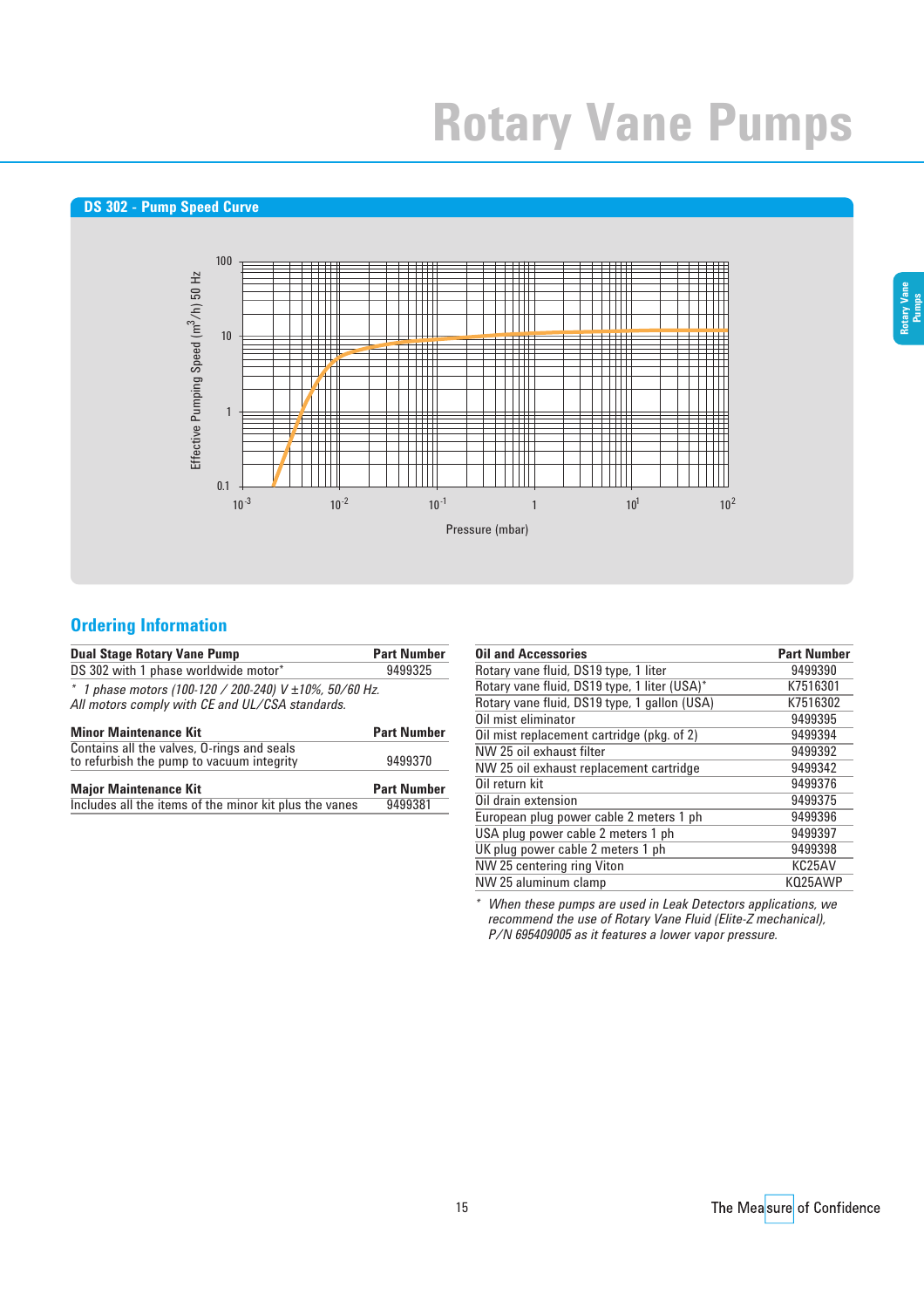# Rotary Vane Pumps

## DS 302 - Pump Speed Curve

Effective Pumping Speed ($m^3/h$) 50 Hz

100

10

1

0.1

$10^{-3}$ $10^{-2}$ $10^{-1}$ 1 $10^{1}$ $10^{2}$

Pressure (mbar)

## Ordering Information

| Dual Stage Rotary Vane Pump | Part Number |
|---|---|
| DS 302 with 1 phase worldwide motor* | 9499325 |

*\* 1 phase motors (100-120 / 200-240) V ±10%, 50/60 Hz.*
*All motors comply with CE and UL/CSA standards.*

| Minor Maintenance Kit | Part Number |
|---|---|
| Contains all the valves, O-rings and seals to refurbish the pump to vacuum integrity | 9499370 |

| Major Maintenance Kit | Part Number |
|---|---|
| Includes all the items of the minor kit plus the vanes | 9499381 |

| Oil and Accessories | Part Number |
|---|---|
| Rotary vane fluid, DS19 type, 1 liter | 9499390 |
| Rotary vane fluid, DS19 type, 1 liter (USA)* | K7516301 |
| Rotary vane fluid, DS19 type, 1 gallon (USA) | K7516302 |
| Oil mist eliminator | 9499395 |
| Oil mist replacement cartridge (pkg. of 2) | 9499394 |
| NW 25 oil exhaust filter | 9499392 |
| NW 25 oil exhaust replacement cartridge | 9499342 |
| Oil return kit | 9499376 |
| Oil drain extension | 9499375 |
| European plug power cable 2 meters 1 ph | 9499396 |
| USA plug power cable 2 meters 1 ph | 9499397 |
| UK plug power cable 2 meters 1 ph | 9499398 |
| NW 25 centering ring Viton | KC25AV |
| NW 25 aluminum clamp | KQ25AWP |

*\* When these pumps are used in Leak Detectors applications, we recommend the use of Rotary Vane Fluid (Elite-Z mechanical), P/N 695409005 as it features a lower vapor pressure.*